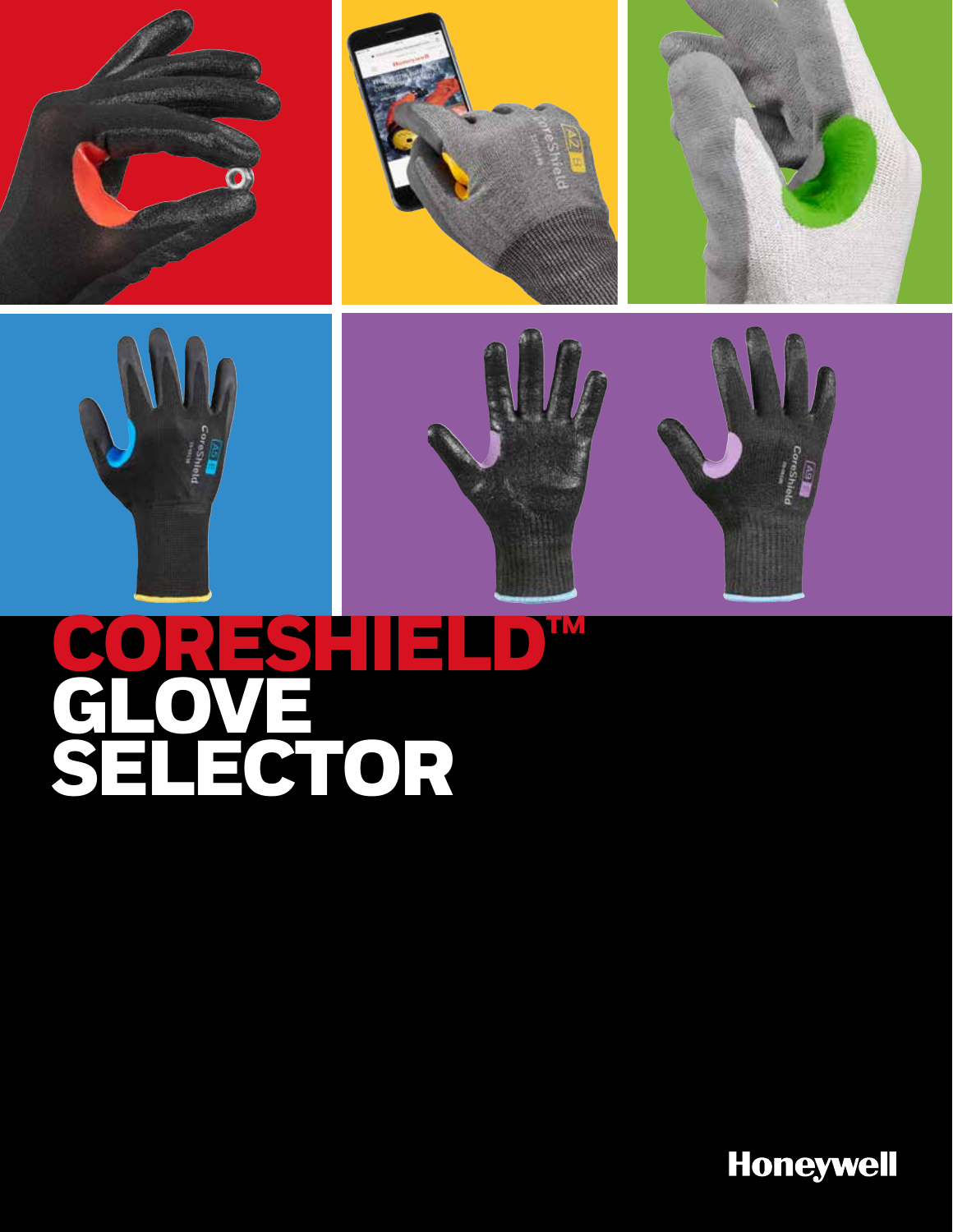# CORESHIELD™ GLOVE SELECTOR

Honeywell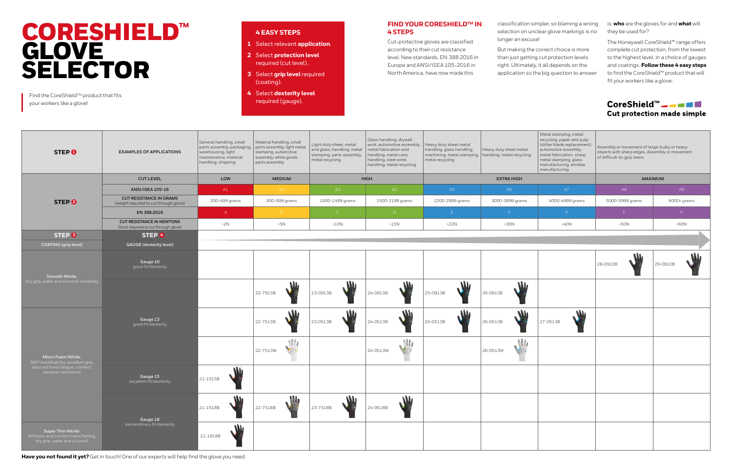# CORESHIELD™ GLOVE SELECTOR

Find the CoreShield™ product that fits your workers like a glove!

## 4 EASY STEPS

1. Select relevant **application**.
2. Select **protection level** required (cut level).
3. Select **grip level** required (coating).
4. Select **dexterity level** required (gauge).

## FIND YOUR CORESHIELD™ IN 4 STEPS

Cut-protective gloves are classified according to their cut resistance level. New standards, EN 388:2016 in Europe and ANSI/ISEA 105-2016 in North America, have now made this classification simpler, so blaming a wrong selection on unclear glove markings is no longer an excuse!

But making the correct choice is more than just getting cut protection levels right. Ultimately, it all depends on the application so the big question to answer is: **who** are the gloves for and **what** will they be used for?

The Honeywell CoreShield™ range offers complete cut protection, from the lowest to the highest level, in a choice of gauges and coatings. **Follow these 4 easy steps** to find the CoreShield™ product that will fit your workers like a glove:

**CoreShield™**
**Cut protection made simple**

| STEP 1 | EXAMPLES OF APPLICATIONS | General handling, small parts assembly, packaging, warehousing, light maintenance, material handling, shipping | Material handling, small parts assembly, light metal stamping, automotive assembly, white goods parts assembly | Light duty sheet, metal and glass, handling, metal stamping, parts assembly, metal recycling | Glass handling, drywall work, automotive assembly, metal fabrication and handling, metal cans handling, steel wires handling, metal recycling | Heavy duty sheet metal handling, glass handling, machining, metal stamping, metal recycling | Heavy duty sheet metal handling, metal recycling | Metal stamping, metal recycling, paper and pulp (slitter blade replacement), automotive assembly, metal fabrication, sharp metal stamping, glass manufacturing, window manufacturing | Assembly or movement of large, bulky or heavy objects with sharp edges. Assembly or movement of difficult-to-grip items | |
|---|---|---|---|---|---|---|---|---|---|---|
| STEP 2 | CUT LEVEL | LOW | MEDIUM | HIGH | | EXTRA HIGH | | | MAXIMUM | |
| | ANSI/ISEA 105-16 | A1 | A2 | A3 | A4 | A5 | A6 | A7 | A8 | A9 |
| | CUT RESISTANCE IN GRAMS (weight required to cut through glove) | 200-499 grams | 500-999 grams | 1000-1499 grams | 1500-2199 grams | 2200-2999 grams | 3000-3999 grams | 4000-4999 grams | 5000-5999 grams | 6000+ grams |
| | EN 388:2016 | A | B | C | D | E | F | F | F | F |
| | CUT RESISTANCE IN NEWTONS (force required to cut through glove) | >2N | >5N | >10N | >15N | >22N | >30N | >40N | >50N | >60N |
| STEP 3 | STEP 4 | | | | | | | | | |
| COATING (grip level) | GAUGE (dexterity level) | | | | | | | | | |
| Smooth Nitrile: Dry grip, water and oil proof, durability | Gauge 10 good fit/dexterity | | | | | | | | 28-0910B | 29-0910B |
| | Gauge 13 great fit/dexterity | | 22-7913B | 23-0913B | 24-0913B | 25-0913B | 26-0913B | | | |
| Micro Foam Nitrile: 360° breathability, excellent grip, reduced hand fatigue, comfort, abrasion resistance | | | 22-7513B | 23-0513B | 24-0513B | 25-0513B | 26-0513B | 27-0513B | | |
| | | | 22-7513W | | 24-0513W | | 26-0513W | | | |
| | Gauge 15 excellent fit/dexterity | 21-1515B | | | | | | | | |
| | Gauge 18 extraordinary fit/dexterity | 21-1518B | 22-7518B | 23-7518B | 24-9518B | | | | | |
| Super Thin Nitrile: Softness and comfort hand feeling, dry grip, water and oil proof | | 21-1818B | | | | | | | | |

**Have you not found it yet?** Get in touch! One of our experts will help find the glove you need.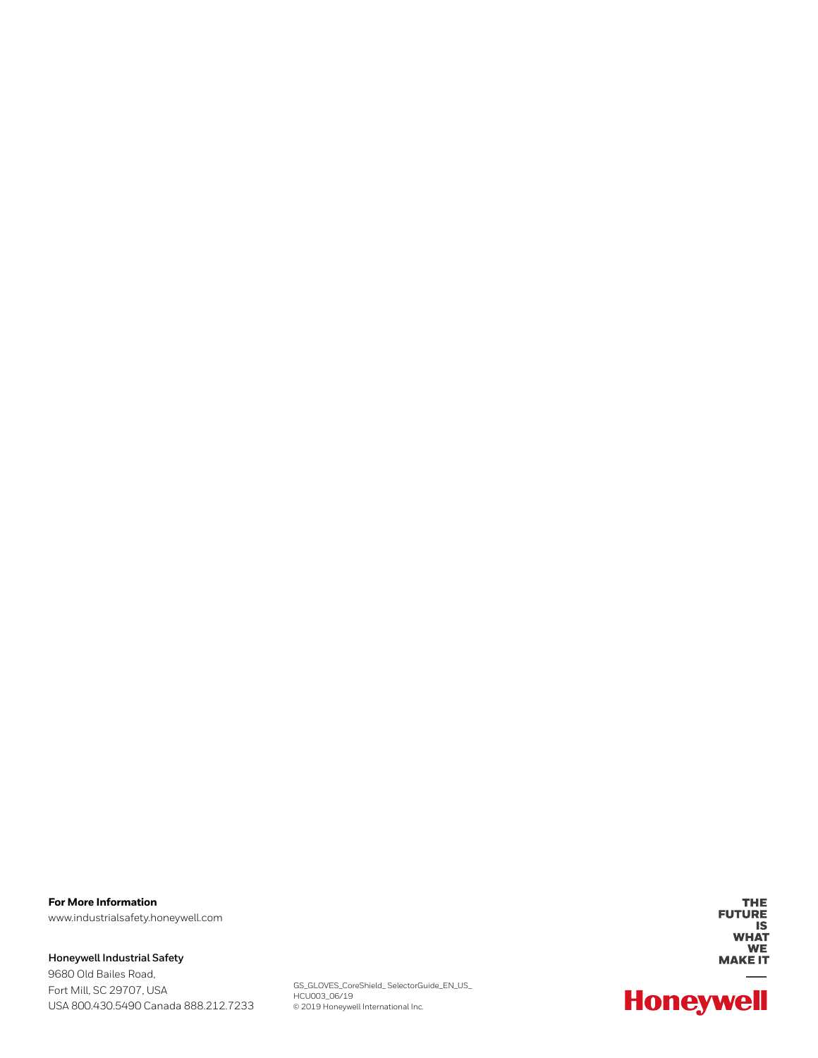**For More Information**
www.industrialsafety.honeywell.com

**Honeywell Industrial Safety**
9680 Old Bailes Road,
Fort Mill, SC 29707, USA
USA 800.430.5490 Canada 888.212.7233

GS_GLOVES_CoreShield_ SelectorGuide_EN_US_
HCU003_06/19
© 2019 Honeywell International Inc.

THE
FUTURE
IS
WHAT
WE
MAKE IT

Honeywell